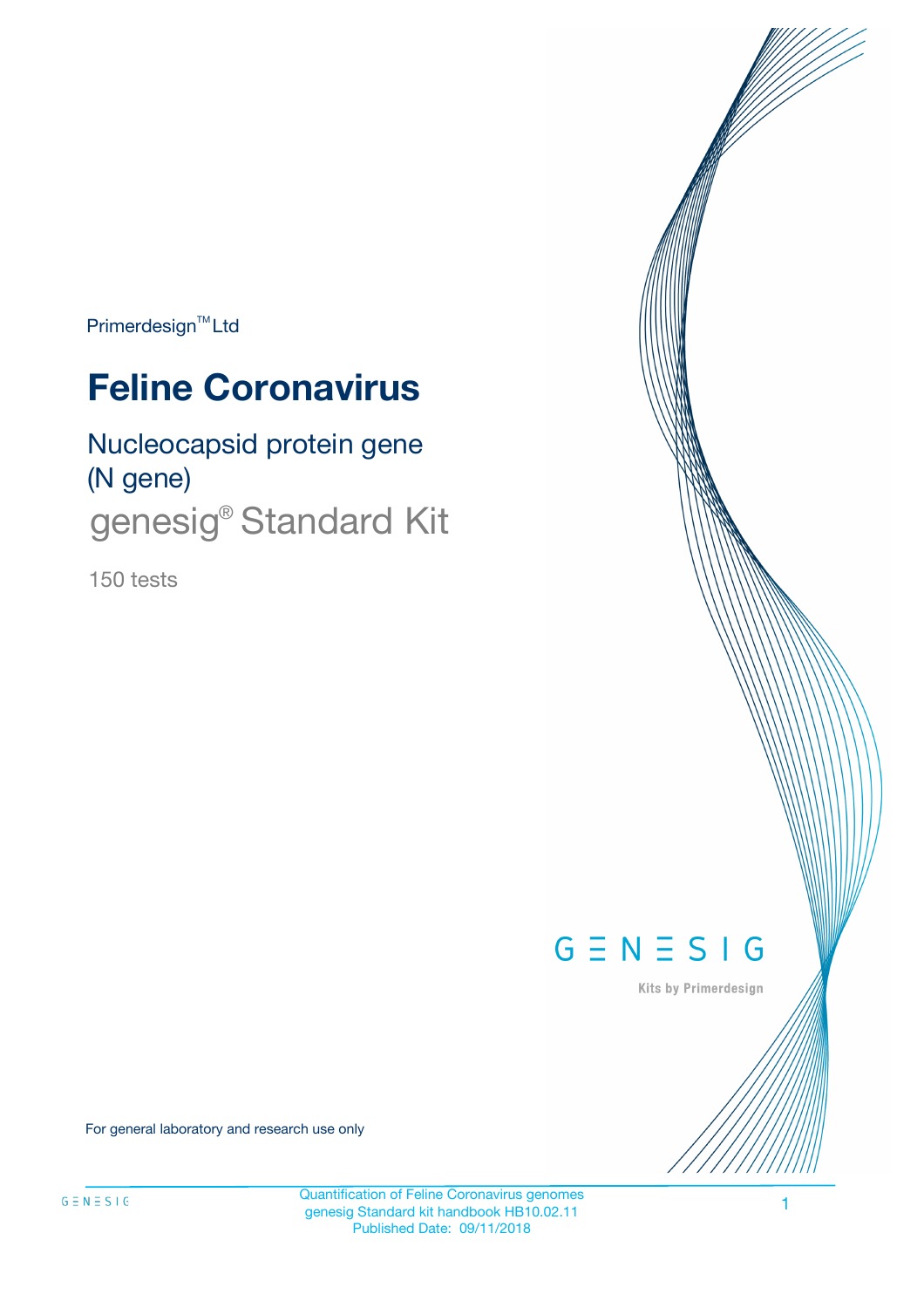Primerdesign™ Ltd

# Feline Coronavirus

## Nucleocapsid protein gene (N gene)

genesig® Standard Kit

150 tests

GENESIG

Kits by Primerdesign

For general laboratory and research use only

Quantification of Feline Coronavirus genomes
genesig Standard kit handbook HB10.02.11
Published Date: 09/11/2018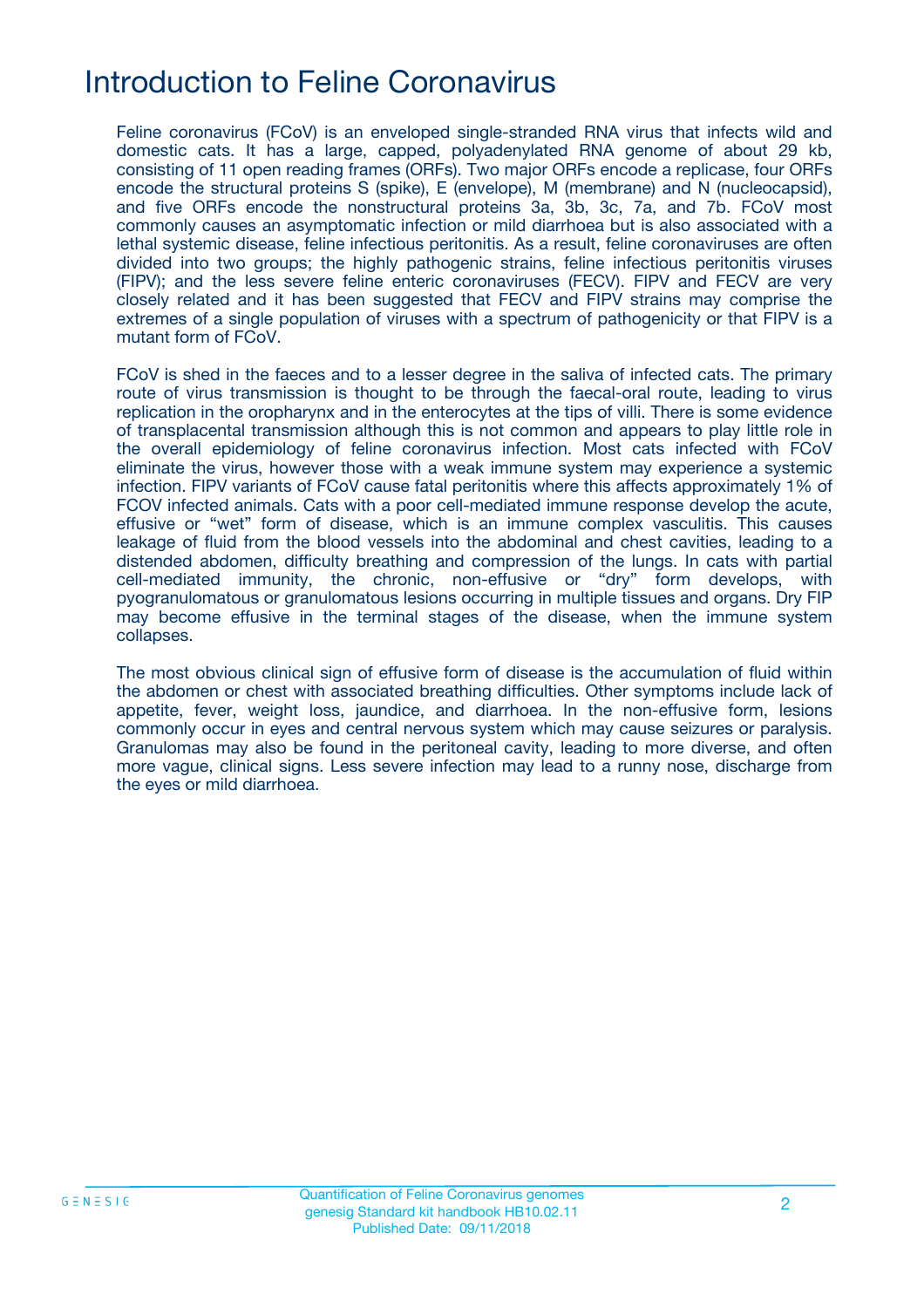# Introduction to Feline Coronavirus

Feline coronavirus (FCoV) is an enveloped single-stranded RNA virus that infects wild and domestic cats. It has a large, capped, polyadenylated RNA genome of about 29 kb, consisting of 11 open reading frames (ORFs). Two major ORFs encode a replicase, four ORFs encode the structural proteins S (spike), E (envelope), M (membrane) and N (nucleocapsid), and five ORFs encode the nonstructural proteins 3a, 3b, 3c, 7a, and 7b. FCoV most commonly causes an asymptomatic infection or mild diarrhoea but is also associated with a lethal systemic disease, feline infectious peritonitis. As a result, feline coronaviruses are often divided into two groups; the highly pathogenic strains, feline infectious peritonitis viruses (FIPV); and the less severe feline enteric coronaviruses (FECV). FIPV and FECV are very closely related and it has been suggested that FECV and FIPV strains may comprise the extremes of a single population of viruses with a spectrum of pathogenicity or that FIPV is a mutant form of FCoV.

FCoV is shed in the faeces and to a lesser degree in the saliva of infected cats. The primary route of virus transmission is thought to be through the faecal-oral route, leading to virus replication in the oropharynx and in the enterocytes at the tips of villi. There is some evidence of transplacental transmission although this is not common and appears to play little role in the overall epidemiology of feline coronavirus infection. Most cats infected with FCoV eliminate the virus, however those with a weak immune system may experience a systemic infection. FIPV variants of FCoV cause fatal peritonitis where this affects approximately 1% of FCOV infected animals. Cats with a poor cell-mediated immune response develop the acute, effusive or "wet" form of disease, which is an immune complex vasculitis. This causes leakage of fluid from the blood vessels into the abdominal and chest cavities, leading to a distended abdomen, difficulty breathing and compression of the lungs. In cats with partial cell-mediated immunity, the chronic, non-effusive or "dry" form develops, with pyogranulomatous or granulomatous lesions occurring in multiple tissues and organs. Dry FIP may become effusive in the terminal stages of the disease, when the immune system collapses.

The most obvious clinical sign of effusive form of disease is the accumulation of fluid within the abdomen or chest with associated breathing difficulties. Other symptoms include lack of appetite, fever, weight loss, jaundice, and diarrhoea. In the non-effusive form, lesions commonly occur in eyes and central nervous system which may cause seizures or paralysis. Granulomas may also be found in the peritoneal cavity, leading to more diverse, and often more vague, clinical signs. Less severe infection may lead to a runny nose, discharge from the eyes or mild diarrhoea.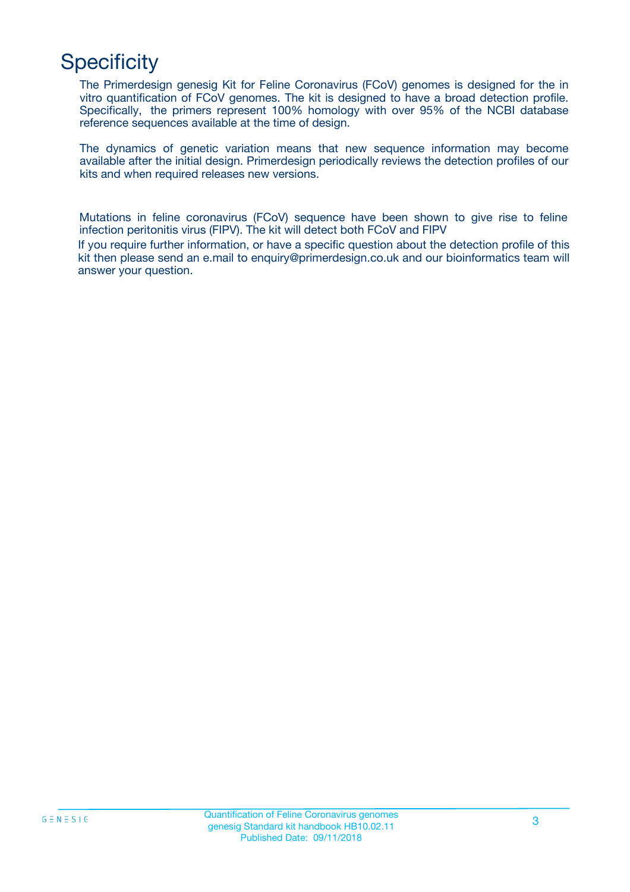# Specificity

The Primerdesign genesig Kit for Feline Coronavirus (FCoV) genomes is designed for the in vitro quantification of FCoV genomes. The kit is designed to have a broad detection profile. Specifically, the primers represent 100% homology with over 95% of the NCBI database reference sequences available at the time of design.

The dynamics of genetic variation means that new sequence information may become available after the initial design. Primerdesign periodically reviews the detection profiles of our kits and when required releases new versions.

Mutations in feline coronavirus (FCoV) sequence have been shown to give rise to feline infection peritonitis virus (FIPV). The kit will detect both FCoV and FIPV

If you require further information, or have a specific question about the detection profile of this kit then please send an e.mail to enquiry@primerdesign.co.uk and our bioinformatics team will answer your question.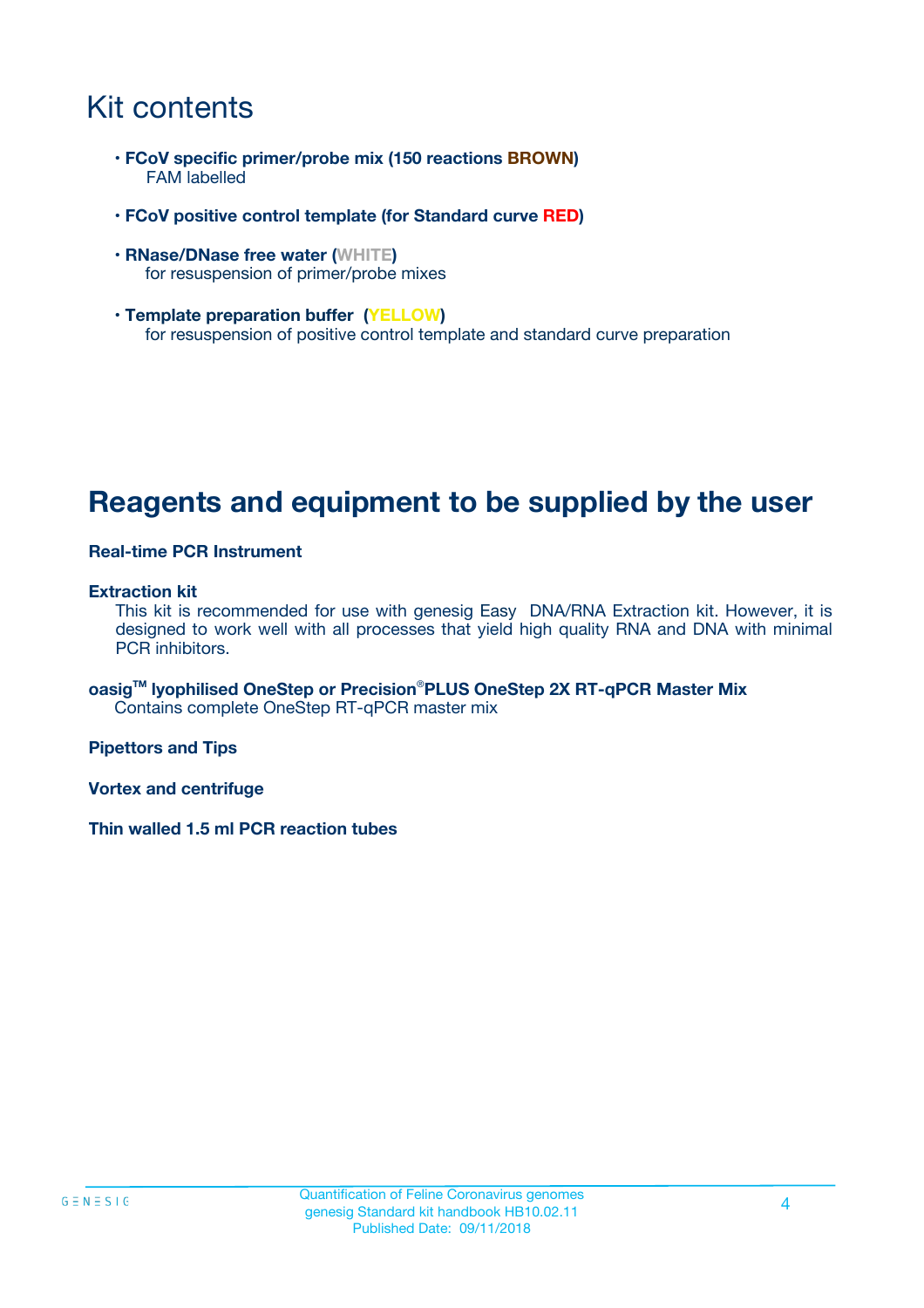# Kit contents

- **FCoV specific primer/probe mix (150 reactions BROWN)**
  FAM labelled

- **FCoV positive control template (for Standard curve RED)**

- **RNase/DNase free water (WHITE)**
  for resuspension of primer/probe mixes

- **Template preparation buffer (YELLOW)**
  for resuspension of positive control template and standard curve preparation

# Reagents and equipment to be supplied by the user

**Real-time PCR Instrument**

**Extraction kit**

This kit is recommended for use with genesig Easy DNA/RNA Extraction kit. However, it is designed to work well with all processes that yield high quality RNA and DNA with minimal PCR inhibitors.

**oasig™ lyophilised OneStep or Precision®PLUS OneStep 2X RT-qPCR Master Mix**

Contains complete OneStep RT-qPCR master mix

**Pipettors and Tips**

**Vortex and centrifuge**

**Thin walled 1.5 ml PCR reaction tubes**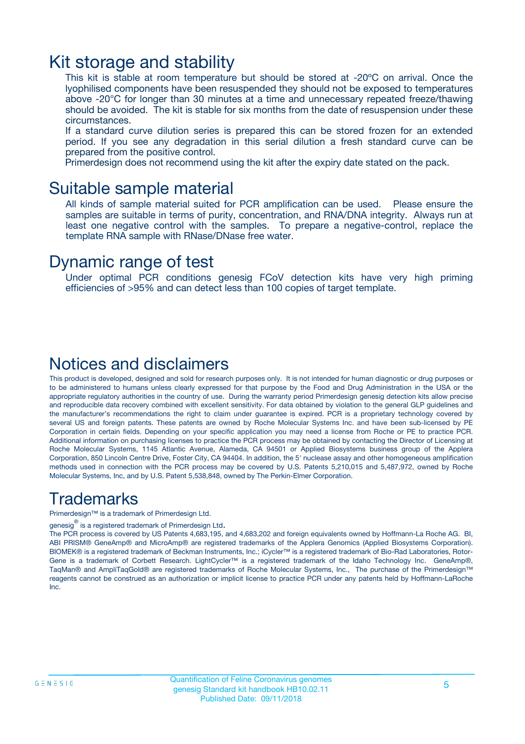# Kit storage and stability

This kit is stable at room temperature but should be stored at -20ºC on arrival. Once the lyophilised components have been resuspended they should not be exposed to temperatures above -20°C for longer than 30 minutes at a time and unnecessary repeated freeze/thawing should be avoided. The kit is stable for six months from the date of resuspension under these circumstances.

If a standard curve dilution series is prepared this can be stored frozen for an extended period. If you see any degradation in this serial dilution a fresh standard curve can be prepared from the positive control.

Primerdesign does not recommend using the kit after the expiry date stated on the pack.

# Suitable sample material

All kinds of sample material suited for PCR amplification can be used. Please ensure the samples are suitable in terms of purity, concentration, and RNA/DNA integrity. Always run at least one negative control with the samples. To prepare a negative-control, replace the template RNA sample with RNase/DNase free water.

# Dynamic range of test

Under optimal PCR conditions genesig FCoV detection kits have very high priming efficiencies of >95% and can detect less than 100 copies of target template.

# Notices and disclaimers

This product is developed, designed and sold for research purposes only. It is not intended for human diagnostic or drug purposes or to be administered to humans unless clearly expressed for that purpose by the Food and Drug Administration in the USA or the appropriate regulatory authorities in the country of use. During the warranty period Primerdesign genesig detection kits allow precise and reproducible data recovery combined with excellent sensitivity. For data obtained by violation to the general GLP guidelines and the manufacturer's recommendations the right to claim under guarantee is expired. PCR is a proprietary technology covered by several US and foreign patents. These patents are owned by Roche Molecular Systems Inc. and have been sub-licensed by PE Corporation in certain fields. Depending on your specific application you may need a license from Roche or PE to practice PCR. Additional information on purchasing licenses to practice the PCR process may be obtained by contacting the Director of Licensing at Roche Molecular Systems, 1145 Atlantic Avenue, Alameda, CA 94501 or Applied Biosystems business group of the Applera Corporation, 850 Lincoln Centre Drive, Foster City, CA 94404. In addition, the 5' nuclease assay and other homogeneous amplification methods used in connection with the PCR process may be covered by U.S. Patents 5,210,015 and 5,487,972, owned by Roche Molecular Systems, Inc, and by U.S. Patent 5,538,848, owned by The Perkin-Elmer Corporation.

# Trademarks

Primerdesign™ is a trademark of Primerdesign Ltd.

genesig® is a registered trademark of Primerdesign Ltd.

The PCR process is covered by US Patents 4,683,195, and 4,683,202 and foreign equivalents owned by Hoffmann-La Roche AG. BI, ABI PRISM® GeneAmp® and MicroAmp® are registered trademarks of the Applera Genomics (Applied Biosystems Corporation). BIOMEK® is a registered trademark of Beckman Instruments, Inc.; iCycler™ is a registered trademark of Bio-Rad Laboratories, Rotor-Gene is a trademark of Corbett Research. LightCycler™ is a registered trademark of the Idaho Technology Inc. GeneAmp®, TaqMan® and AmpliTaqGold® are registered trademarks of Roche Molecular Systems, Inc., The purchase of the Primerdesign™ reagents cannot be construed as an authorization or implicit license to practice PCR under any patents held by Hoffmann-LaRoche Inc.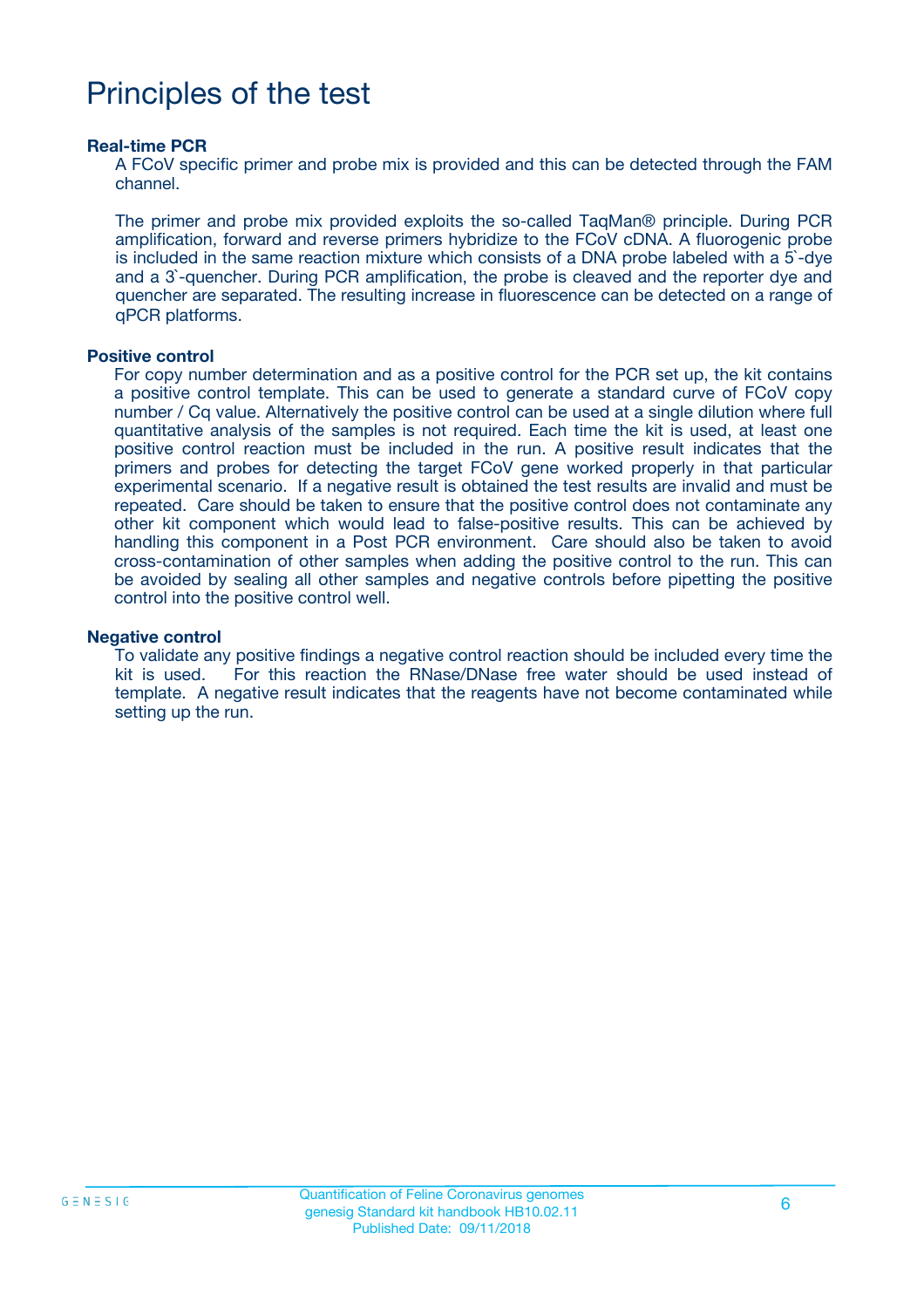# Principles of the test

**Real-time PCR**

A FCoV specific primer and probe mix is provided and this can be detected through the FAM channel.

The primer and probe mix provided exploits the so-called TaqMan® principle. During PCR amplification, forward and reverse primers hybridize to the FCoV cDNA. A fluorogenic probe is included in the same reaction mixture which consists of a DNA probe labeled with a 5`-dye and a 3`-quencher. During PCR amplification, the probe is cleaved and the reporter dye and quencher are separated. The resulting increase in fluorescence can be detected on a range of qPCR platforms.

**Positive control**

For copy number determination and as a positive control for the PCR set up, the kit contains a positive control template. This can be used to generate a standard curve of FCoV copy number / Cq value. Alternatively the positive control can be used at a single dilution where full quantitative analysis of the samples is not required. Each time the kit is used, at least one positive control reaction must be included in the run. A positive result indicates that the primers and probes for detecting the target FCoV gene worked properly in that particular experimental scenario. If a negative result is obtained the test results are invalid and must be repeated. Care should be taken to ensure that the positive control does not contaminate any other kit component which would lead to false-positive results. This can be achieved by handling this component in a Post PCR environment. Care should also be taken to avoid cross-contamination of other samples when adding the positive control to the run. This can be avoided by sealing all other samples and negative controls before pipetting the positive control into the positive control well.

**Negative control**

To validate any positive findings a negative control reaction should be included every time the kit is used. For this reaction the RNase/DNase free water should be used instead of template. A negative result indicates that the reagents have not become contaminated while setting up the run.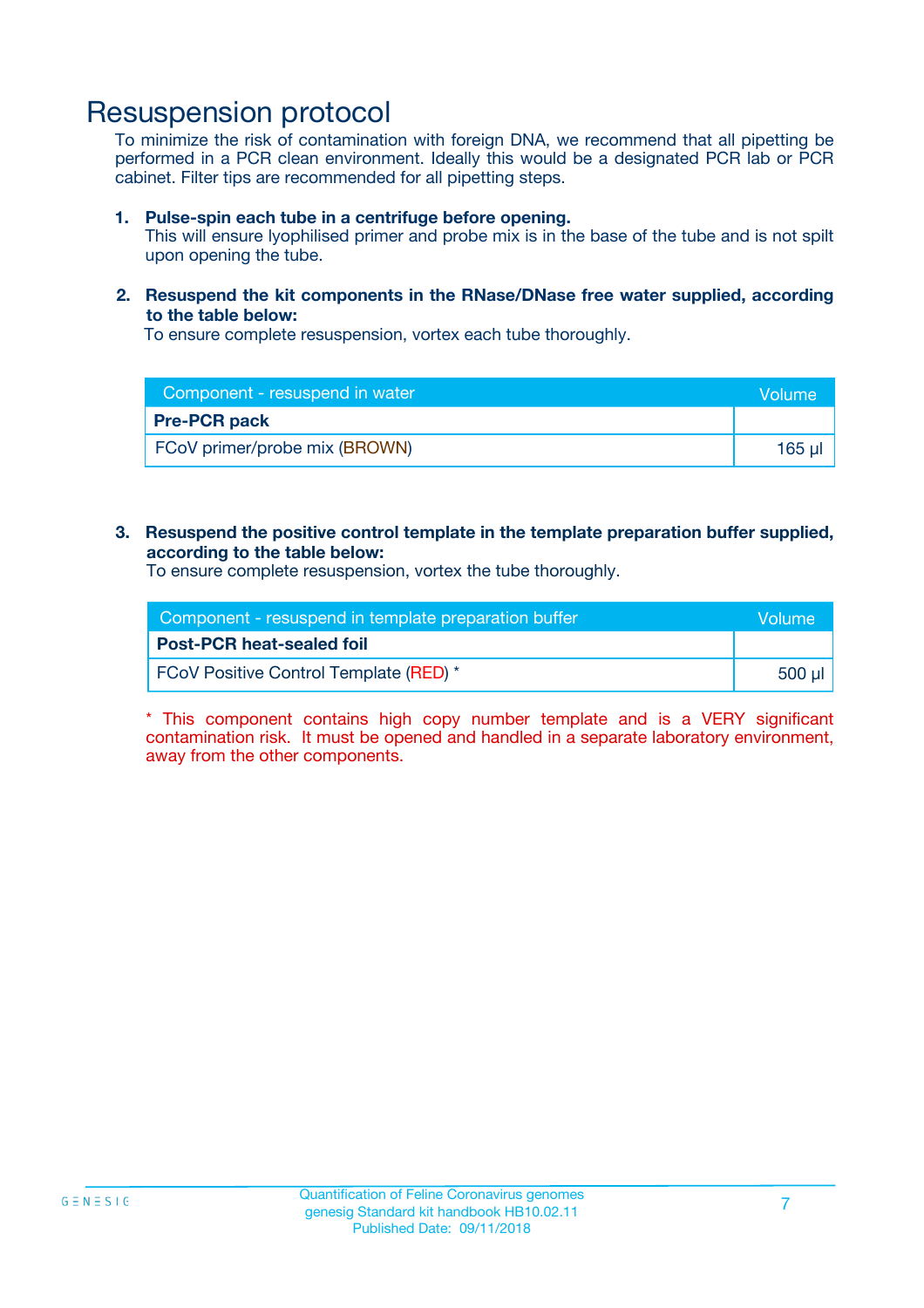# Resuspension protocol

To minimize the risk of contamination with foreign DNA, we recommend that all pipetting be performed in a PCR clean environment. Ideally this would be a designated PCR lab or PCR cabinet. Filter tips are recommended for all pipetting steps.

1. **Pulse-spin each tube in a centrifuge before opening.**
   This will ensure lyophilised primer and probe mix is in the base of the tube and is not spilt upon opening the tube.

2. **Resuspend the kit components in the RNase/DNase free water supplied, according to the table below:**
   To ensure complete resuspension, vortex each tube thoroughly.

| Component - resuspend in water | Volume |
|---|---|
| **Pre-PCR pack** | |
| FCoV primer/probe mix (BROWN) | 165 µl |

3. **Resuspend the positive control template in the template preparation buffer supplied, according to the table below:**
   To ensure complete resuspension, vortex the tube thoroughly.

| Component - resuspend in template preparation buffer | Volume |
|---|---|
| **Post-PCR heat-sealed foil** | |
| FCoV Positive Control Template (RED) * | 500 µl |

* This component contains high copy number template and is a VERY significant contamination risk. It must be opened and handled in a separate laboratory environment, away from the other components.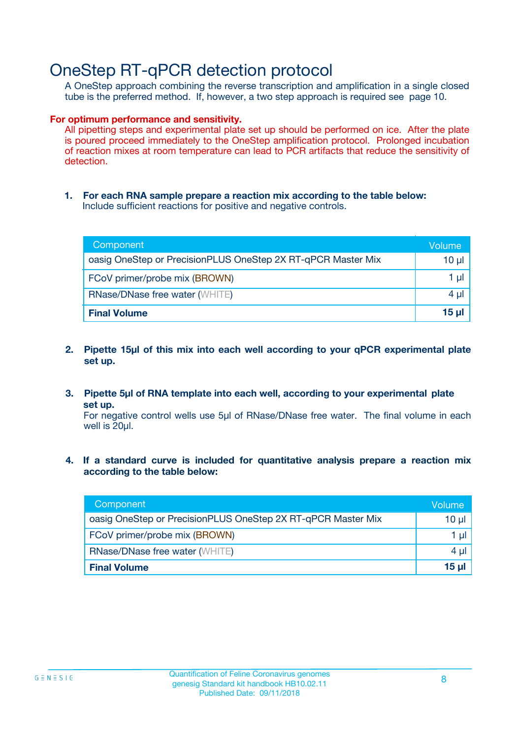# OneStep RT-qPCR detection protocol

A OneStep approach combining the reverse transcription and amplification in a single closed tube is the preferred method. If, however, a two step approach is required see page 10.

**For optimum performance and sensitivity.**

All pipetting steps and experimental plate set up should be performed on ice. After the plate is poured proceed immediately to the OneStep amplification protocol. Prolonged incubation of reaction mixes at room temperature can lead to PCR artifacts that reduce the sensitivity of detection.

1. **For each RNA sample prepare a reaction mix according to the table below:**
   Include sufficient reactions for positive and negative controls.

| Component | Volume |
|---|---|
| oasig OneStep or PrecisionPLUS OneStep 2X RT-qPCR Master Mix | 10 µl |
| FCoV primer/probe mix (BROWN) | 1 µl |
| RNase/DNase free water (WHITE) | 4 µl |
| **Final Volume** | **15 µl** |

2. **Pipette 15µl of this mix into each well according to your qPCR experimental plate set up.**

3. **Pipette 5µl of RNA template into each well, according to your experimental plate set up.**
   For negative control wells use 5µl of RNase/DNase free water. The final volume in each well is 20µl.

4. **If a standard curve is included for quantitative analysis prepare a reaction mix according to the table below:**

| Component | Volume |
|---|---|
| oasig OneStep or PrecisionPLUS OneStep 2X RT-qPCR Master Mix | 10 µl |
| FCoV primer/probe mix (BROWN) | 1 µl |
| RNase/DNase free water (WHITE) | 4 µl |
| **Final Volume** | **15 µl** |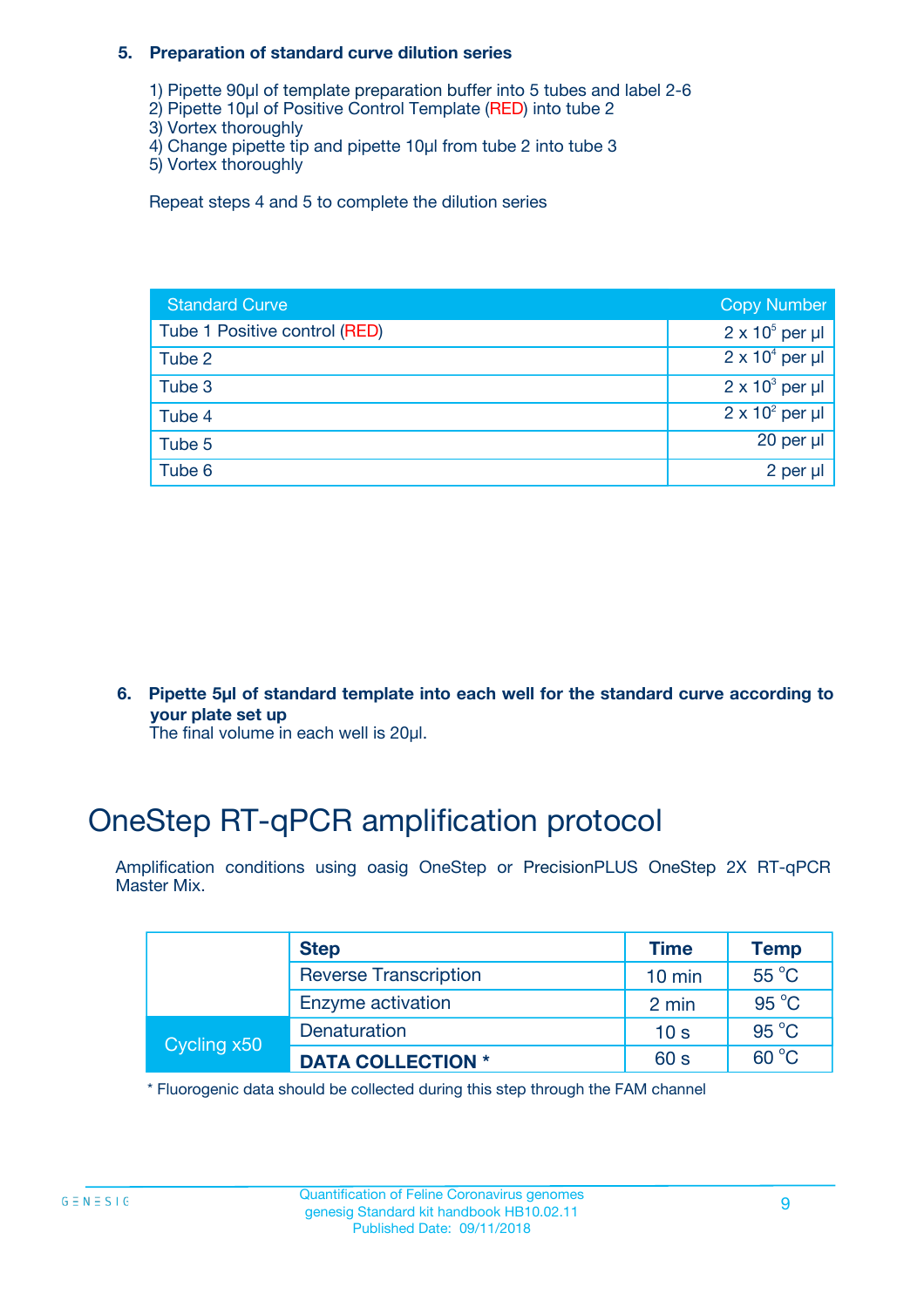**5. Preparation of standard curve dilution series**

1) Pipette 90µl of template preparation buffer into 5 tubes and label 2-6
2) Pipette 10µl of Positive Control Template (RED) into tube 2
3) Vortex thoroughly
4) Change pipette tip and pipette 10µl from tube 2 into tube 3
5) Vortex thoroughly

Repeat steps 4 and 5 to complete the dilution series

| Standard Curve | Copy Number |
|---|---|
| Tube 1 Positive control (RED) | $2 \times 10^5$ per µl |
| Tube 2 | $2 \times 10^4$ per µl |
| Tube 3 | $2 \times 10^3$ per µl |
| Tube 4 | $2 \times 10^2$ per µl |
| Tube 5 | 20 per µl |
| Tube 6 | 2 per µl |

**6. Pipette 5µl of standard template into each well for the standard curve according to your plate set up**

The final volume in each well is 20µl.

# OneStep RT-qPCR amplification protocol

Amplification conditions using oasig OneStep or PrecisionPLUS OneStep 2X RT-qPCR Master Mix.

| | Step | Time | Temp |
|---|---|---|---|
| | Reverse Transcription | 10 min | 55 °C |
| | Enzyme activation | 2 min | 95 °C |
| Cycling x50 | Denaturation | 10 s | 95 °C |
| | **DATA COLLECTION *** | 60 s | 60 °C |

* Fluorogenic data should be collected during this step through the FAM channel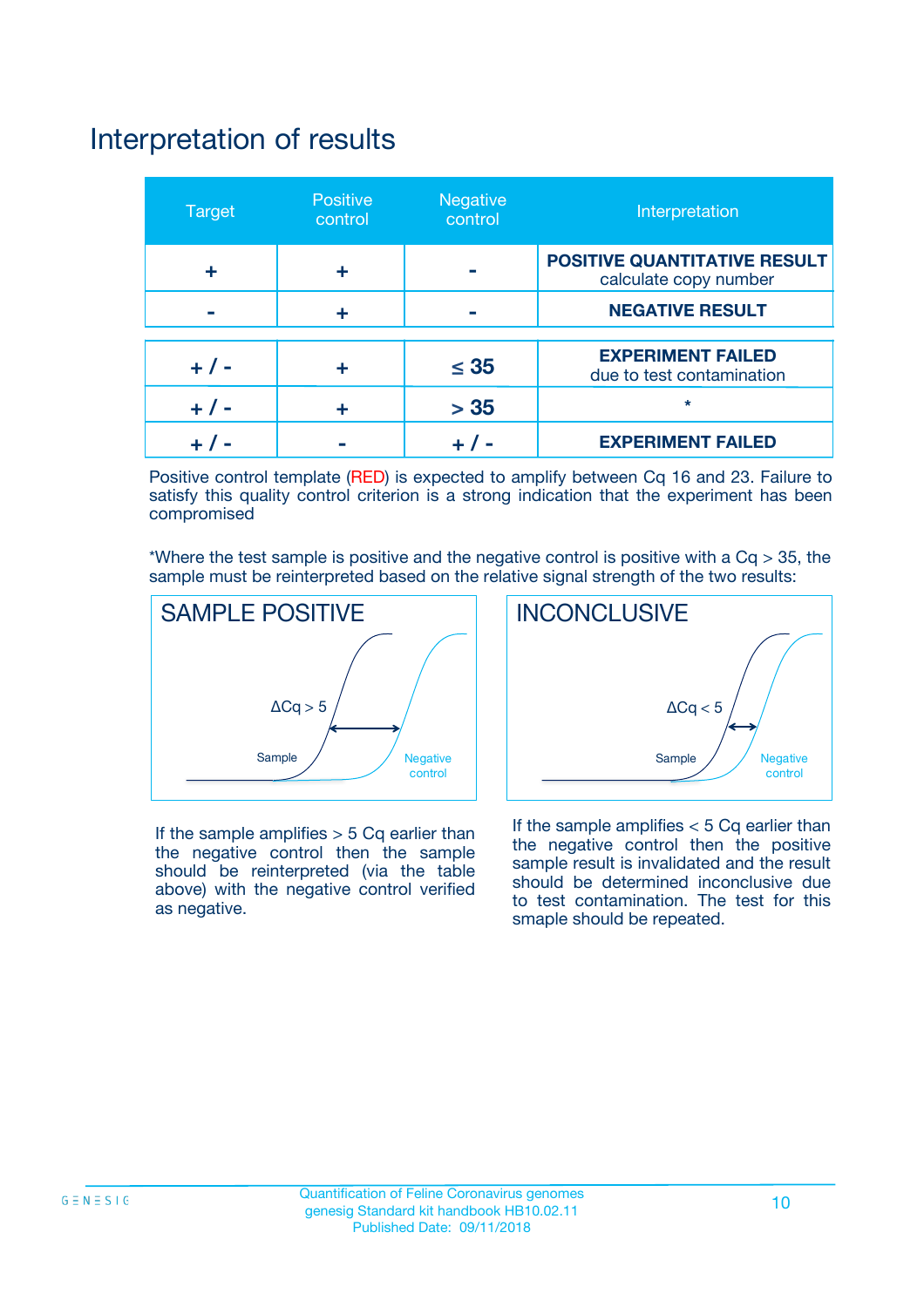# Interpretation of results

| Target | Positive control | Negative control | Interpretation |
|---|---|---|---|
| + | + | - | **POSITIVE QUANTITATIVE RESULT** calculate copy number |
| - | + | - | **NEGATIVE RESULT** |
| + / - | + | ≤ 35 | **EXPERIMENT FAILED** due to test contamination |
| + / - | + | > 35 | * |
| + / - | - | + / - | **EXPERIMENT FAILED** |

Positive control template (RED) is expected to amplify between Cq 16 and 23. Failure to satisfy this quality control criterion is a strong indication that the experiment has been compromised

*Where the test sample is positive and the negative control is positive with a Cq > 35, the sample must be reinterpreted based on the relative signal strength of the two results:

SAMPLE POSITIVE

ΔCq > 5

Sample

Negative control

If the sample amplifies > 5 Cq earlier than the negative control then the sample should be reinterpreted (via the table above) with the negative control verified as negative.

INCONCLUSIVE

ΔCq < 5

Sample

Negative control

If the sample amplifies < 5 Cq earlier than the negative control then the positive sample result is invalidated and the result should be determined inconclusive due to test contamination. The test for this smaple should be repeated.